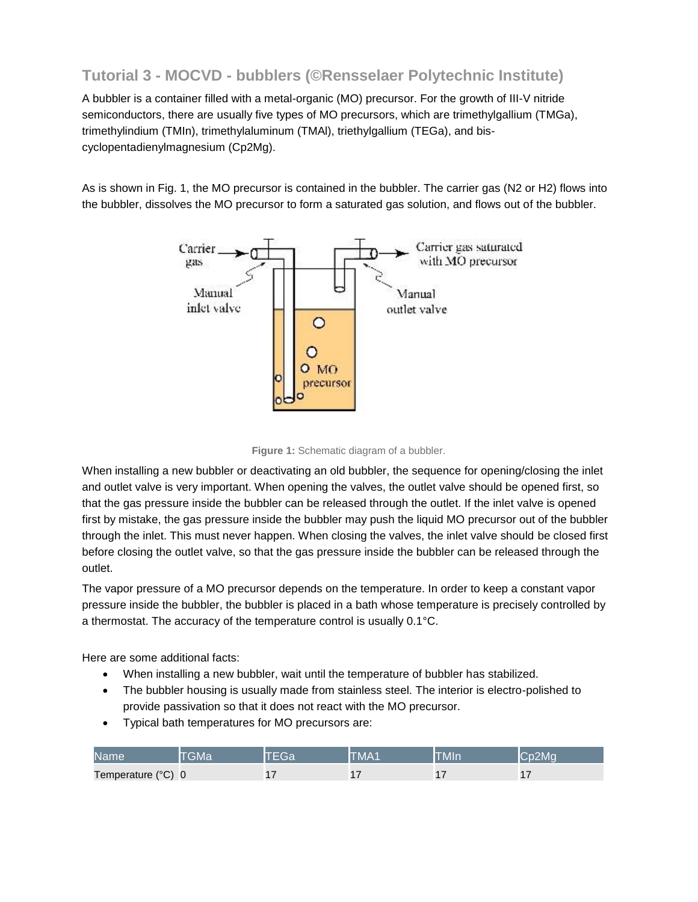## Tutorial 3 - MOCVD - bubblers (©Rensselaer Polytechnic Institute)

A bubbler is a container filled with a metal-organic (MO) precursor. For the growth of III-V nitride semiconductors, there are usually five types of MO precursors, which are trimethylgallium (TMGa), trimethylindium (TMIn), trimethylaluminum (TMAl), triethylgallium (TEGa), and bis-cyclopentadienylmagnesium (Cp2Mg).

As is shown in Fig. 1, the MO precursor is contained in the bubbler. The carrier gas (N2 or H2) flows into the bubbler, dissolves the MO precursor to form a saturated gas solution, and flows out of the bubbler.

**Figure 1:** Schematic diagram of a bubbler.

When installing a new bubbler or deactivating an old bubbler, the sequence for opening/closing the inlet and outlet valve is very important. When opening the valves, the outlet valve should be opened first, so that the gas pressure inside the bubbler can be released through the outlet. If the inlet valve is opened first by mistake, the gas pressure inside the bubbler may push the liquid MO precursor out of the bubbler through the inlet. This must never happen. When closing the valves, the inlet valve should be closed first before closing the outlet valve, so that the gas pressure inside the bubbler can be released through the outlet.

The vapor pressure of a MO precursor depends on the temperature. In order to keep a constant vapor pressure inside the bubbler, the bubbler is placed in a bath whose temperature is precisely controlled by a thermostat. The accuracy of the temperature control is usually 0.1°C.

Here are some additional facts:

- When installing a new bubbler, wait until the temperature of bubbler has stabilized.
- The bubbler housing is usually made from stainless steel. The interior is electro-polished to provide passivation so that it does not react with the MO precursor.
- Typical bath temperatures for MO precursors are:

| Name | TGMa | TEGa | TMA1 | TMIn | Cp2Mg |
|---|---|---|---|---|---|
| Temperature (°C) | 0 | 17 | 17 | 17 | 17 |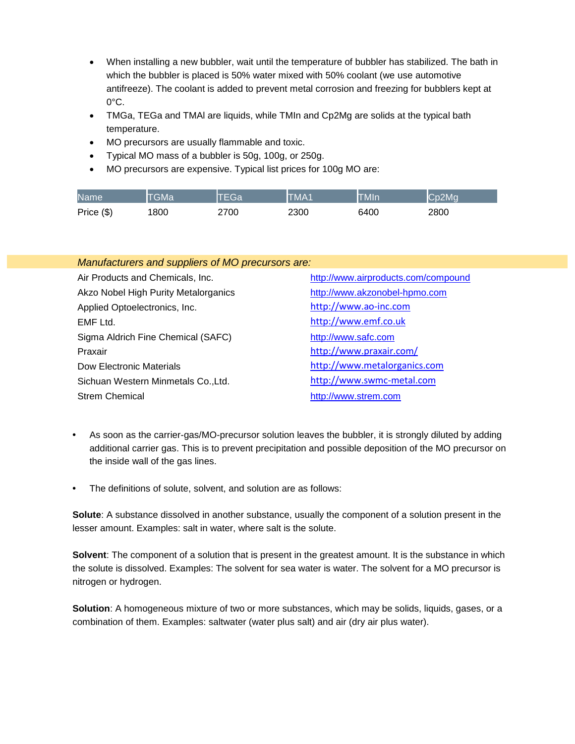- When installing a new bubbler, wait until the temperature of bubbler has stabilized. The bath in which the bubbler is placed is 50% water mixed with 50% coolant (we use automotive antifreeze). The coolant is added to prevent metal corrosion and freezing for bubblers kept at 0°C.
- TMGa, TEGa and TMAl are liquids, while TMIn and Cp2Mg are solids at the typical bath temperature.
- MO precursors are usually flammable and toxic.
- Typical MO mass of a bubbler is 50g, 100g, or 250g.
- MO precursors are expensive. Typical list prices for 100g MO are:

| Name | TGMa | TEGa | TMA1 | TMIn | Cp2Mg |
|---|---|---|---|---|---|
| Price ($) | 1800 | 2700 | 2300 | 6400 | 2800 |

*Manufacturers and suppliers of MO precursors are:*

| | |
|---|---|
| Air Products and Chemicals, Inc. | http://www.airproducts.com/compound |
| Akzo Nobel High Purity Metalorganics | http://www.akzonobel-hpmo.com |
| Applied Optoelectronics, Inc. | http://www.ao-inc.com |
| EMF Ltd. | http://www.emf.co.uk |
| Sigma Aldrich Fine Chemical (SAFC) | http://www.safc.com |
| Praxair | http://www.praxair.com/ |
| Dow Electronic Materials | http://www.metalorganics.com |
| Sichuan Western Minmetals Co.,Ltd. | http://www.swmc-metal.com |
| Strem Chemical | http://www.strem.com |

- As soon as the carrier-gas/MO-precursor solution leaves the bubbler, it is strongly diluted by adding additional carrier gas. This is to prevent precipitation and possible deposition of the MO precursor on the inside wall of the gas lines.

- The definitions of solute, solvent, and solution are as follows:

**Solute**: A substance dissolved in another substance, usually the component of a solution present in the lesser amount. Examples: salt in water, where salt is the solute.

**Solvent**: The component of a solution that is present in the greatest amount. It is the substance in which the solute is dissolved. Examples: The solvent for sea water is water. The solvent for a MO precursor is nitrogen or hydrogen.

**Solution**: A homogeneous mixture of two or more substances, which may be solids, liquids, gases, or a combination of them. Examples: saltwater (water plus salt) and air (dry air plus water).